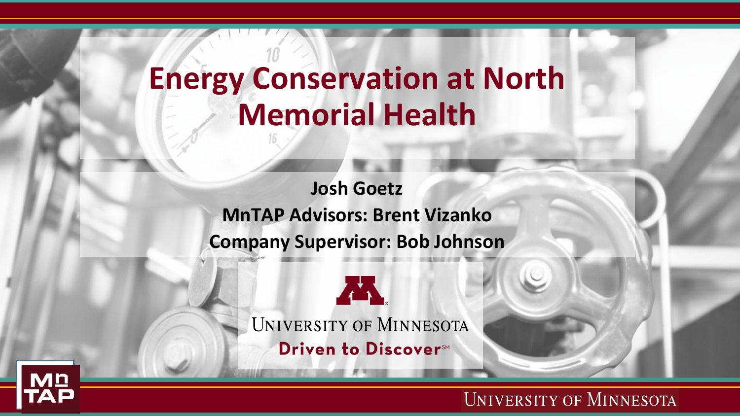# Energy Conservation at North Memorial Health

**Josh Goetz**

**MnTAP Advisors: Brent Vizanko**

**Company Supervisor: Bob Johnson**

University of Minnesota

Driven to Discover℠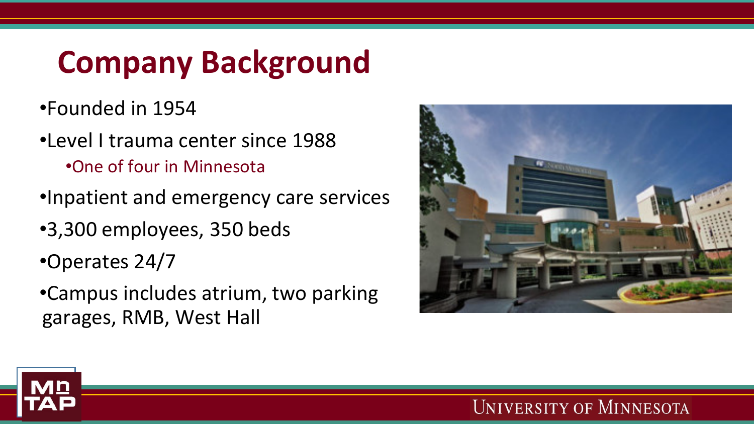# Company Background

- Founded in 1954
- Level I trauma center since 1988
  - One of four in Minnesota
- Inpatient and emergency care services
- 3,300 employees, 350 beds
- Operates 24/7
- Campus includes atrium, two parking garages, RMB, West Hall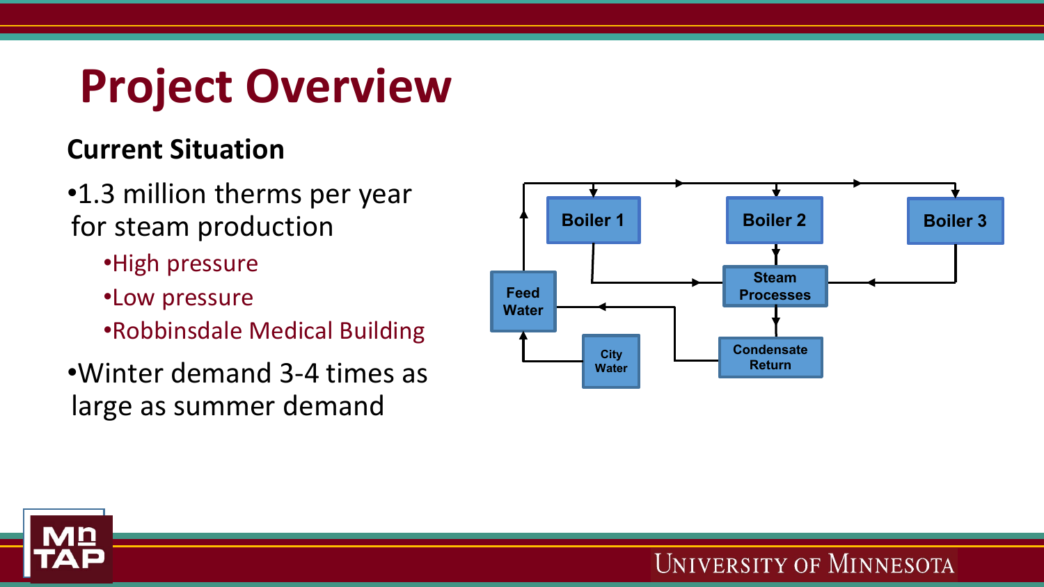# Project Overview

### Current Situation

- 1.3 million therms per year for steam production
  - High pressure
  - Low pressure
  - Robbinsdale Medical Building
- Winter demand 3-4 times as large as summer demand

Boiler 1 | Boiler 2 | Boiler 3

Feed Water | Steam Processes

City Water | Condensate Return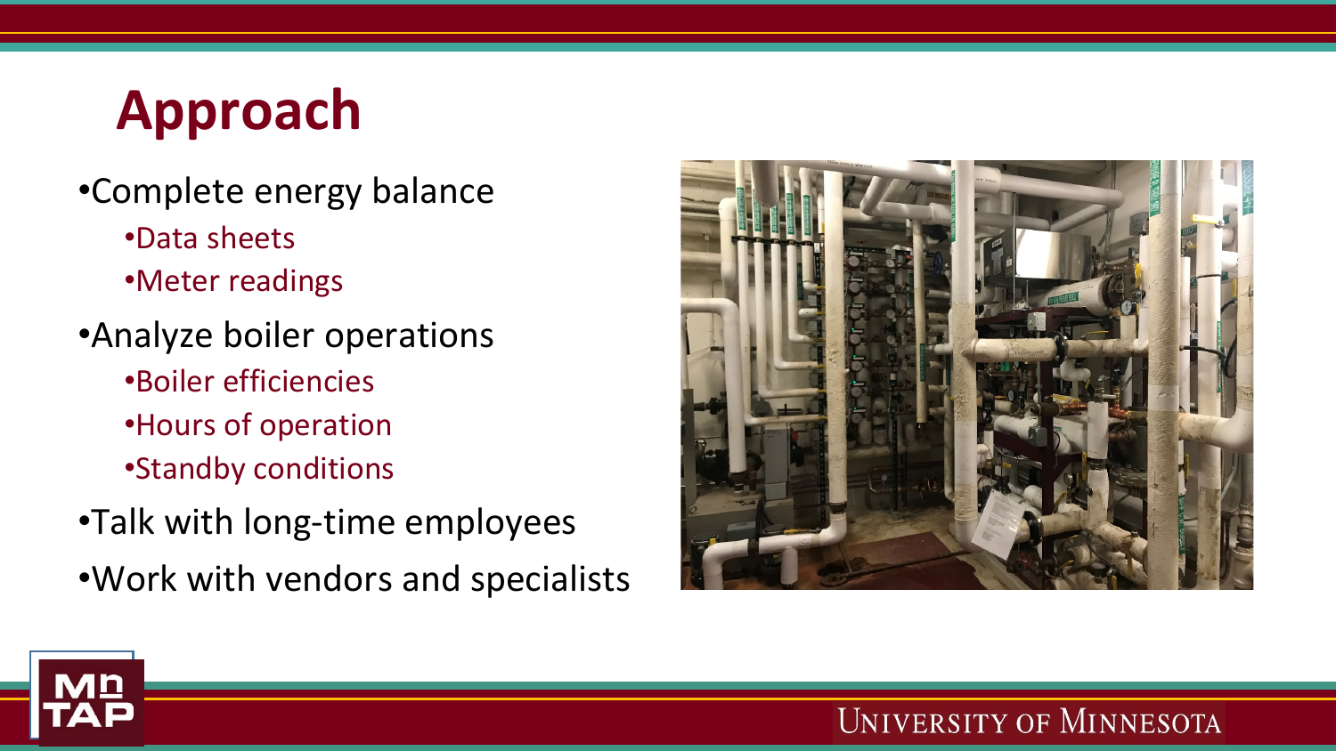# Approach

- Complete energy balance
  - Data sheets
  - Meter readings
- Analyze boiler operations
  - Boiler efficiencies
  - Hours of operation
  - Standby conditions
- Talk with long-time employees
- Work with vendors and specialists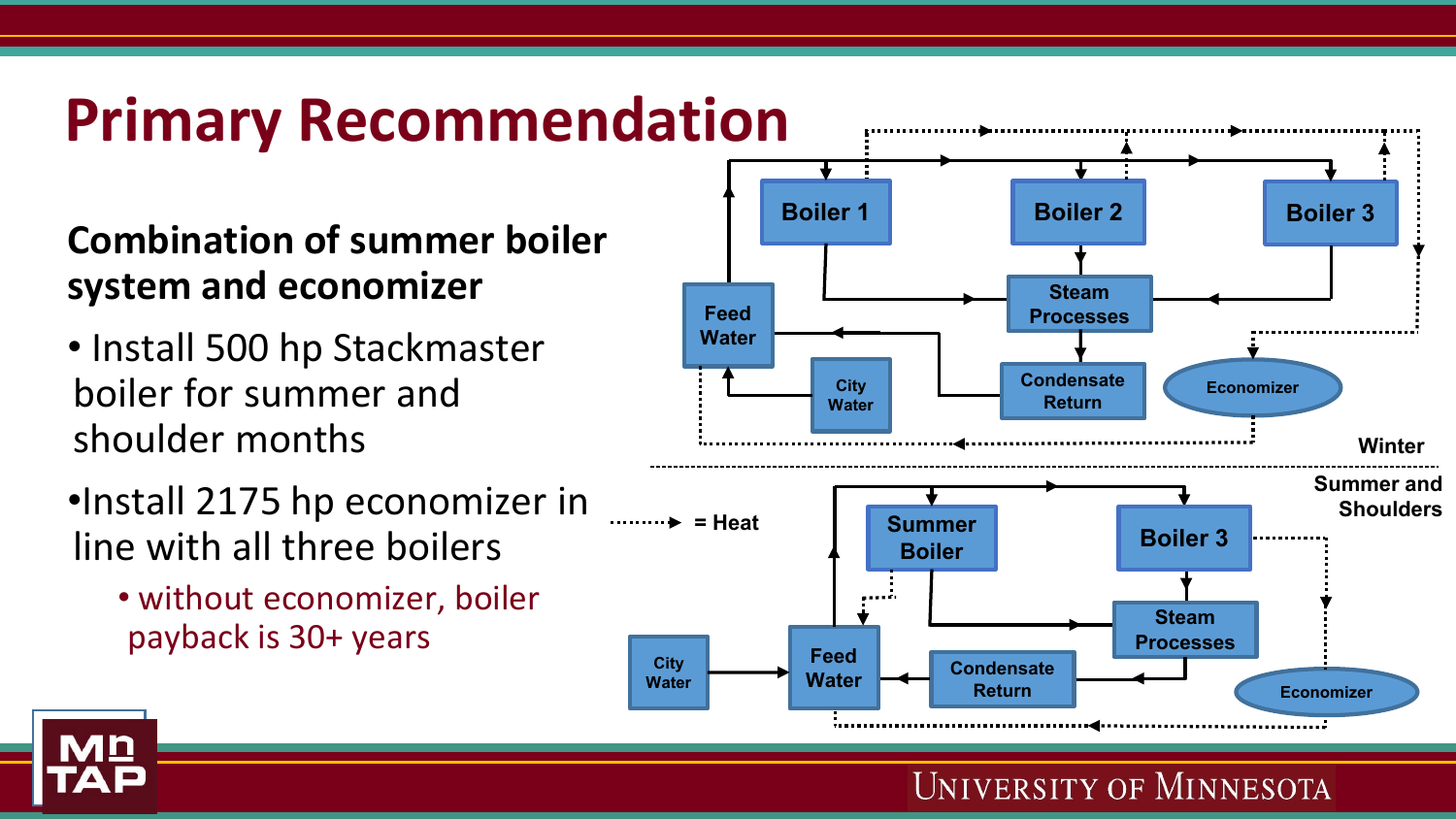# Primary Recommendation

**Combination of summer boiler system and economizer**

- Install 500 hp Stackmaster boiler for summer and shoulder months
- Install 2175 hp economizer in line with all three boilers
  - without economizer, boiler payback is 30+ years

Winter: Boiler 1, Boiler 2, Boiler 3, Steam Processes, Condensate Return, Feed Water, City Water, Economizer

Summer and Shoulders: Summer Boiler, Boiler 3, Steam Processes, Condensate Return, Feed Water, City Water, Economizer

········► = Heat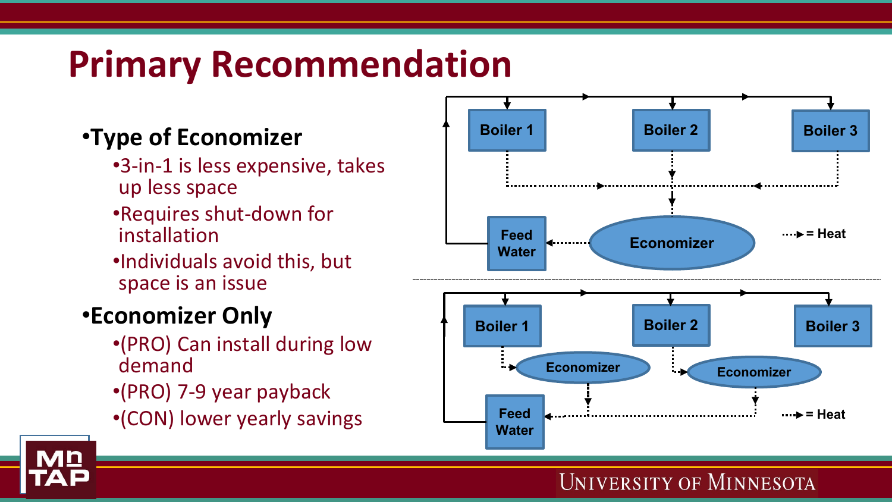# Primary Recommendation

- **Type of Economizer**
  - 3-in-1 is less expensive, takes up less space
  - Requires shut-down for installation
  - Individuals avoid this, but space is an issue
- **Economizer Only**
  - (PRO) Can install during low demand
  - (PRO) 7-9 year payback
  - (CON) lower yearly savings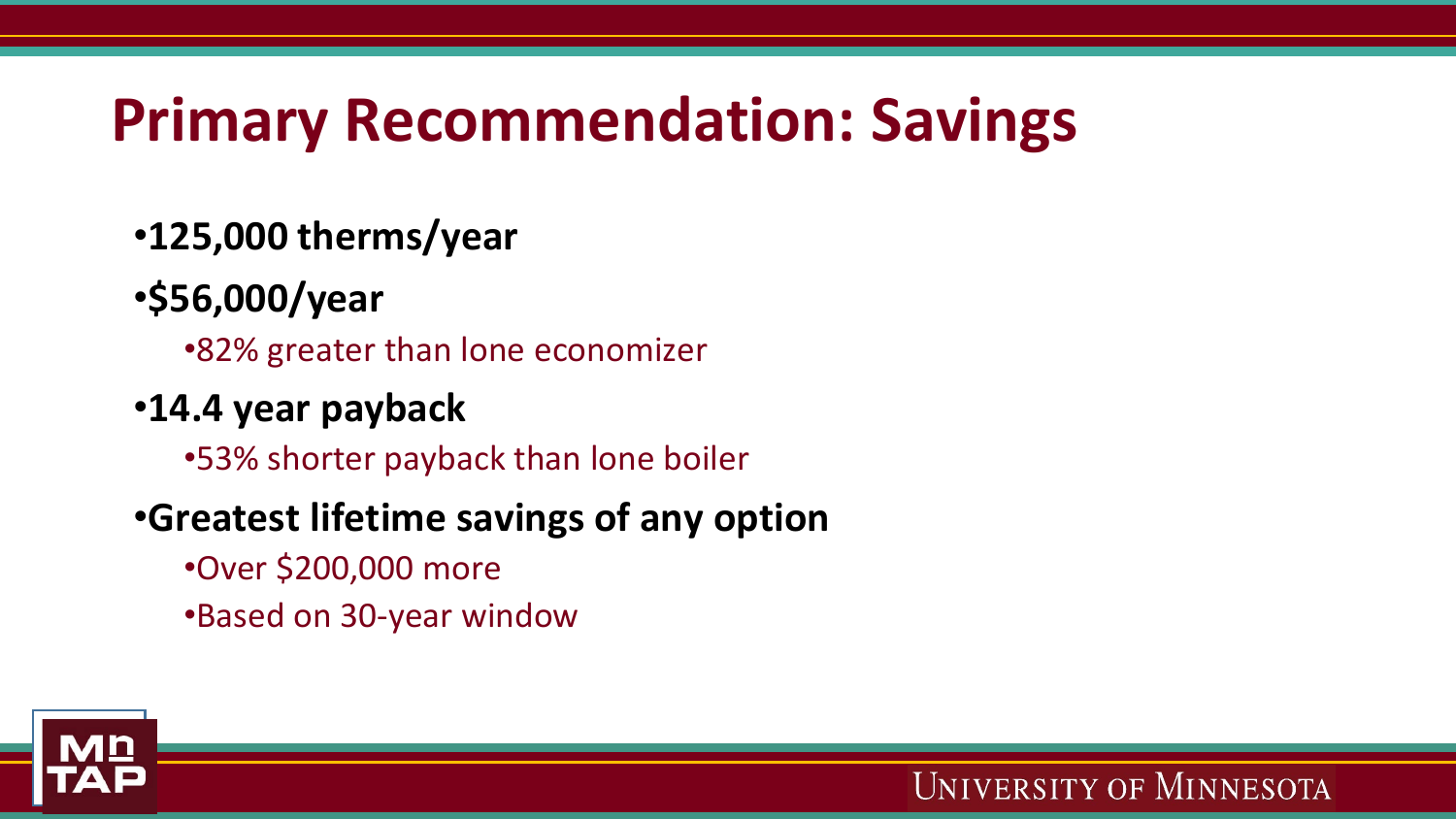# Primary Recommendation: Savings

- **125,000 therms/year**
- **$56,000/year**
  - 82% greater than lone economizer
- **14.4 year payback**
  - 53% shorter payback than lone boiler
- **Greatest lifetime savings of any option**
  - Over $200,000 more
  - Based on 30-year window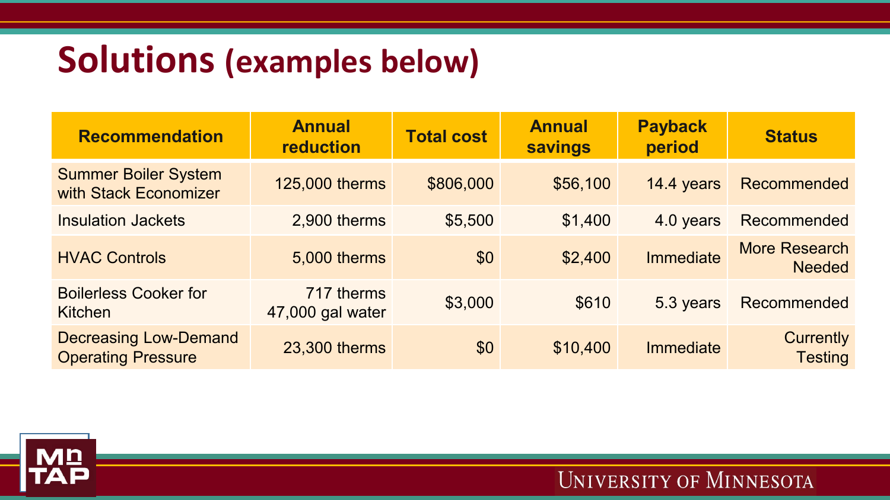# Solutions (examples below)

| Recommendation | Annual reduction | Total cost | Annual savings | Payback period | Status |
|---|---|---|---|---|---|
| Summer Boiler System with Stack Economizer | 125,000 therms | $806,000 | $56,100 | 14.4 years | Recommended |
| Insulation Jackets | 2,900 therms | $5,500 | $1,400 | 4.0 years | Recommended |
| HVAC Controls | 5,000 therms | $0 | $2,400 | Immediate | More Research Needed |
| Boilerless Cooker for Kitchen | 717 therms 47,000 gal water | $3,000 | $610 | 5.3 years | Recommended |
| Decreasing Low-Demand Operating Pressure | 23,300 therms | $0 | $10,400 | Immediate | Currently Testing |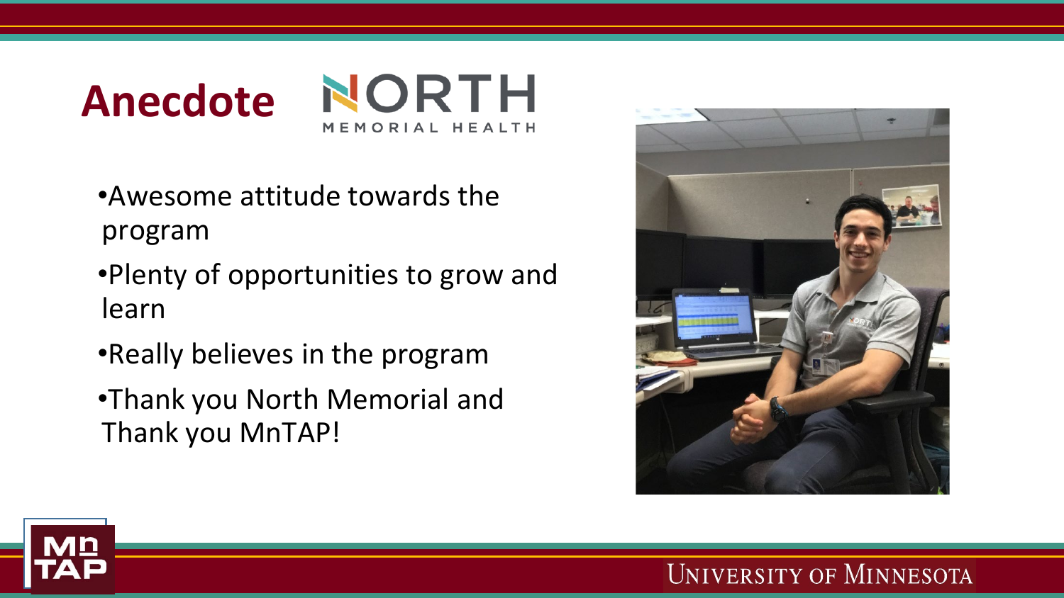# Anecdote

NORTH MEMORIAL HEALTH

- Awesome attitude towards the program
- Plenty of opportunities to grow and learn
- Really believes in the program
- Thank you North Memorial and Thank you MnTAP!